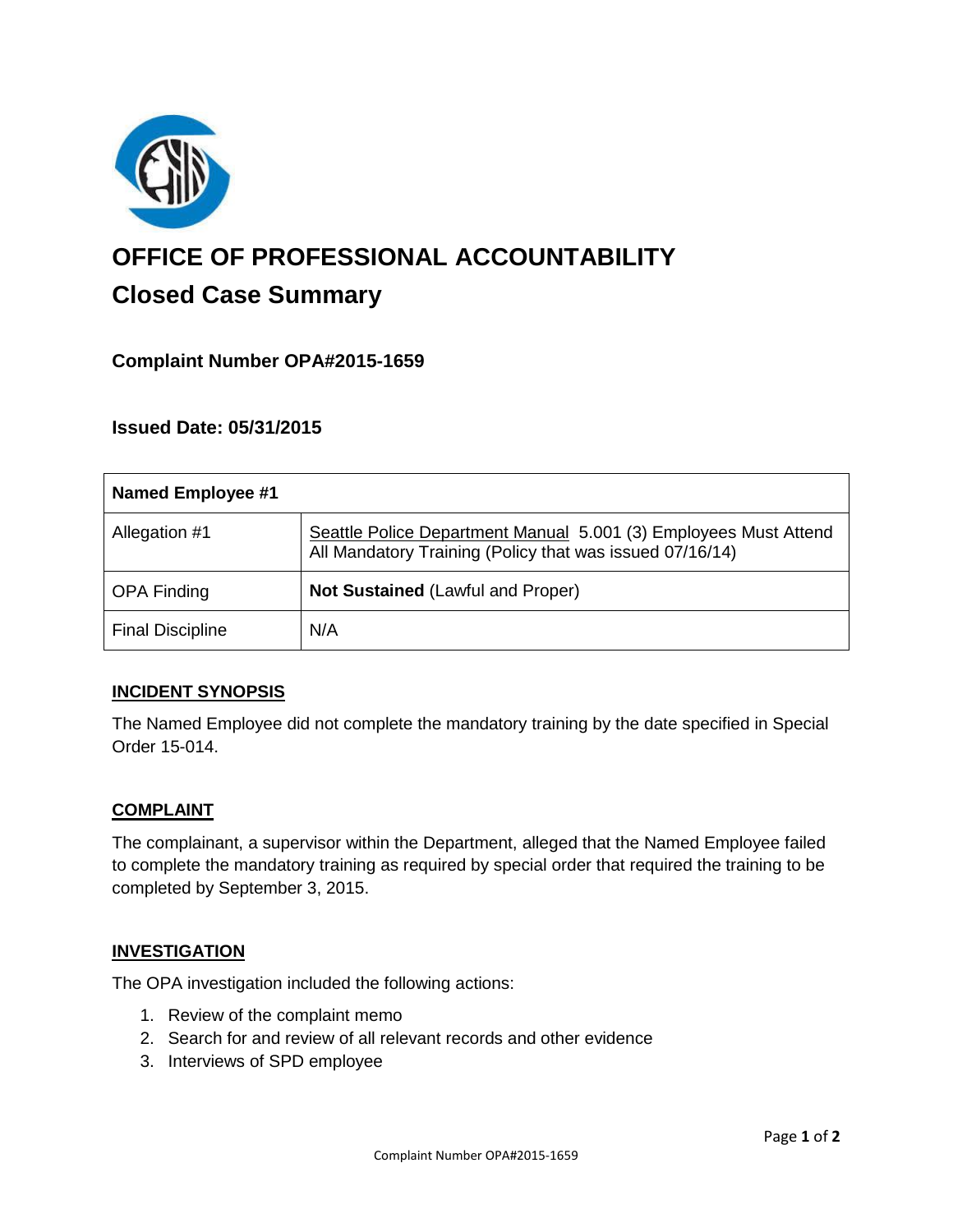# OFFICE OF PROFESSIONAL ACCOUNTABILITY

## Closed Case Summary

### Complaint Number OPA#2015-1659

### Issued Date: 05/31/2015

| Named Employee #1 | |
|---|---|
| Allegation #1 | Seattle Police Department Manual 5.001 (3) Employees Must Attend All Mandatory Training (Policy that was issued 07/16/14) |
| OPA Finding | **Not Sustained** (Lawful and Proper) |
| Final Discipline | N/A |

#### INCIDENT SYNOPSIS

The Named Employee did not complete the mandatory training by the date specified in Special Order 15-014.

#### COMPLAINT

The complainant, a supervisor within the Department, alleged that the Named Employee failed to complete the mandatory training as required by special order that required the training to be completed by September 3, 2015.

#### INVESTIGATION

The OPA investigation included the following actions:

1. Review of the complaint memo
2. Search for and review of all relevant records and other evidence
3. Interviews of SPD employee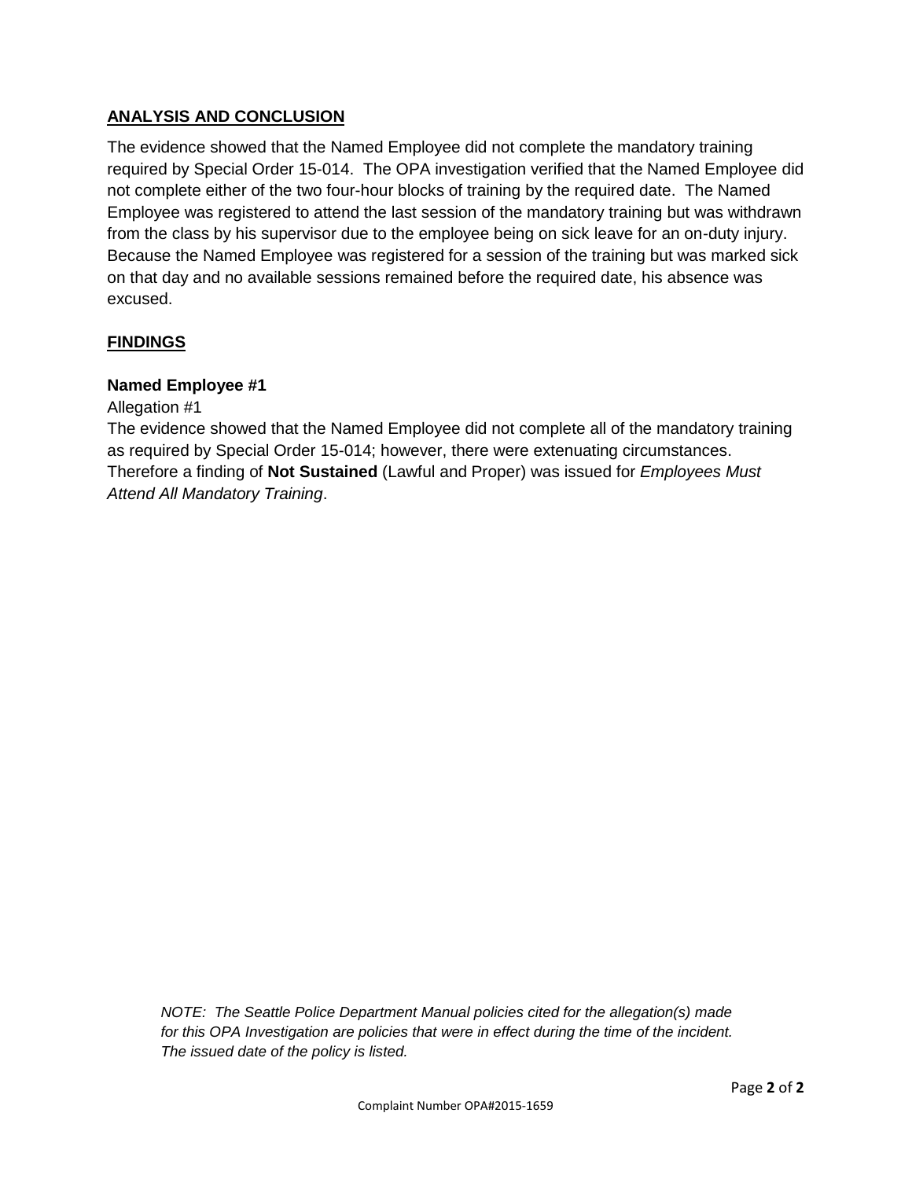## ANALYSIS AND CONCLUSION

The evidence showed that the Named Employee did not complete the mandatory training required by Special Order 15-014. The OPA investigation verified that the Named Employee did not complete either of the two four-hour blocks of training by the required date. The Named Employee was registered to attend the last session of the mandatory training but was withdrawn from the class by his supervisor due to the employee being on sick leave for an on-duty injury. Because the Named Employee was registered for a session of the training but was marked sick on that day and no available sessions remained before the required date, his absence was excused.

## FINDINGS

**Named Employee #1**

Allegation #1

The evidence showed that the Named Employee did not complete all of the mandatory training as required by Special Order 15-014; however, there were extenuating circumstances. Therefore a finding of **Not Sustained** (Lawful and Proper) was issued for *Employees Must Attend All Mandatory Training*.

*NOTE: The Seattle Police Department Manual policies cited for the allegation(s) made for this OPA Investigation are policies that were in effect during the time of the incident. The issued date of the policy is listed.*

Complaint Number OPA#2015-1659